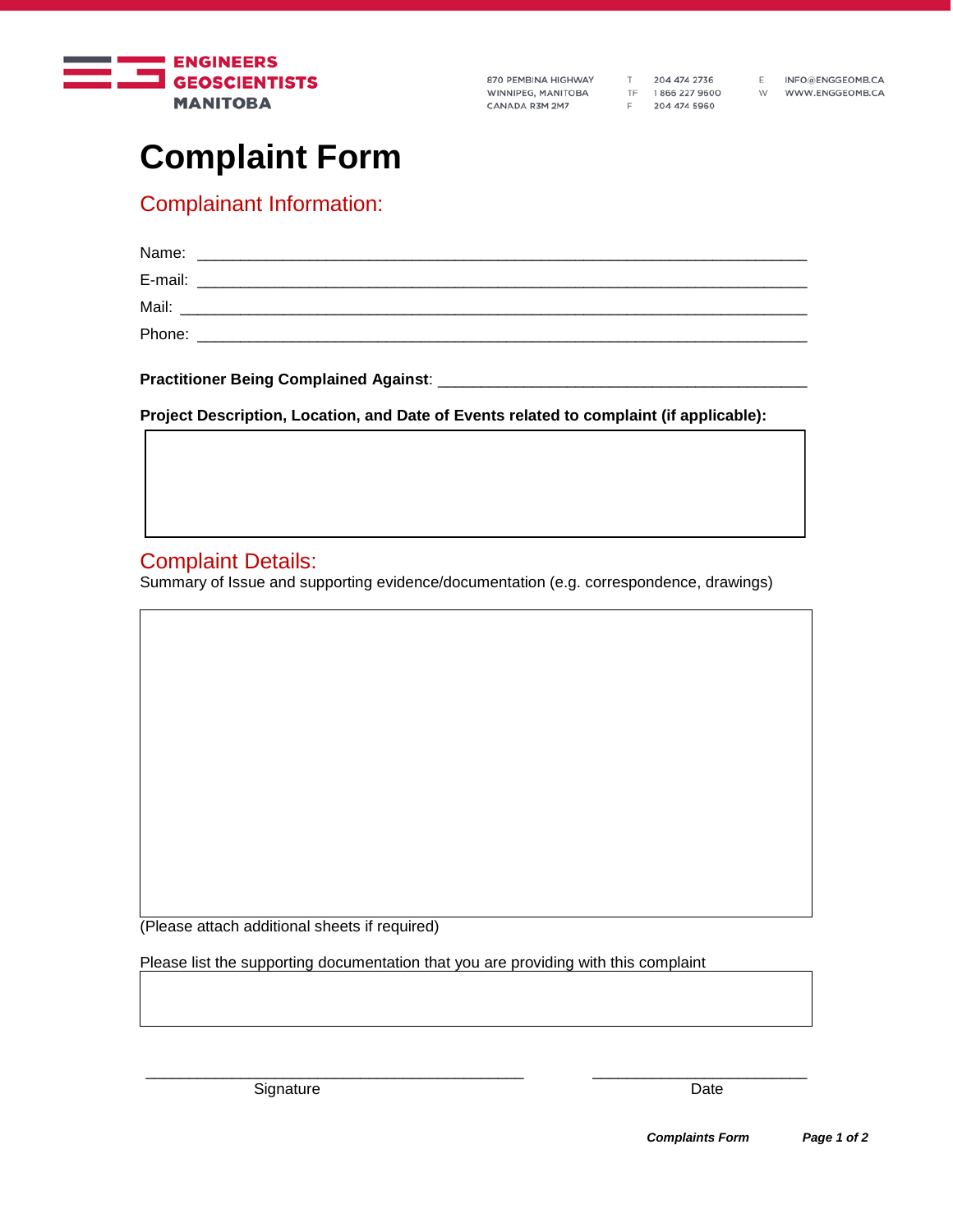ENGINEERS GEOSCIENTISTS MANITOBA

870 PEMBINA HIGHWAY
WINNIPEG, MANITOBA
CANADA R3M 2M7

T 204 474 2736
TF 1 866 227 9600
F 204 474 5960

E INFO@ENGGEOMB.CA
W WWW.ENGGEOMB.CA

# Complaint Form

## Complainant Information:

Name: ______________________________________________________________________

E-mail: ______________________________________________________________________

Mail: ________________________________________________________________________

Phone: ______________________________________________________________________

**Practitioner Being Complained Against**: ________________________________________

**Project Description, Location, and Date of Events related to complaint (if applicable):**

| |
|---|
| |

## Complaint Details:

Summary of Issue and supporting evidence/documentation (e.g. correspondence, drawings)

| |
|---|
| |

(Please attach additional sheets if required)

Please list the supporting documentation that you are providing with this complaint

| |
|---|
| |

_____________________________________________ Signature

_________________________ Date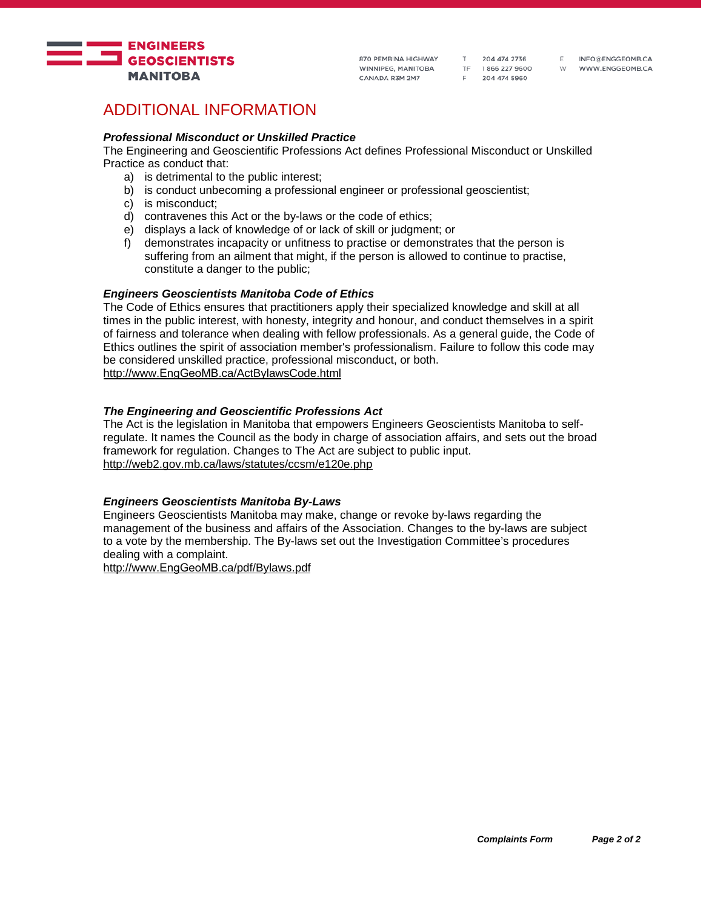# ADDITIONAL INFORMATION

***Professional Misconduct or Unskilled Practice***

The Engineering and Geoscientific Professions Act defines Professional Misconduct or Unskilled Practice as conduct that:

a) is detrimental to the public interest;
b) is conduct unbecoming a professional engineer or professional geoscientist;
c) is misconduct;
d) contravenes this Act or the by-laws or the code of ethics;
e) displays a lack of knowledge of or lack of skill or judgment; or
f) demonstrates incapacity or unfitness to practise or demonstrates that the person is suffering from an ailment that might, if the person is allowed to continue to practise, constitute a danger to the public;

***Engineers Geoscientists Manitoba Code of Ethics***

The Code of Ethics ensures that practitioners apply their specialized knowledge and skill at all times in the public interest, with honesty, integrity and honour, and conduct themselves in a spirit of fairness and tolerance when dealing with fellow professionals. As a general guide, the Code of Ethics outlines the spirit of association member's professionalism. Failure to follow this code may be considered unskilled practice, professional misconduct, or both.
http://www.EngGeoMB.ca/ActBylawsCode.html

***The Engineering and Geoscientific Professions Act***

The Act is the legislation in Manitoba that empowers Engineers Geoscientists Manitoba to self-regulate. It names the Council as the body in charge of association affairs, and sets out the broad framework for regulation. Changes to The Act are subject to public input.
http://web2.gov.mb.ca/laws/statutes/ccsm/e120e.php

***Engineers Geoscientists Manitoba By-Laws***

Engineers Geoscientists Manitoba may make, change or revoke by-laws regarding the management of the business and affairs of the Association. Changes to the by-laws are subject to a vote by the membership. The By-laws set out the Investigation Committee's procedures dealing with a complaint.
http://www.EngGeoMB.ca/pdf/Bylaws.pdf